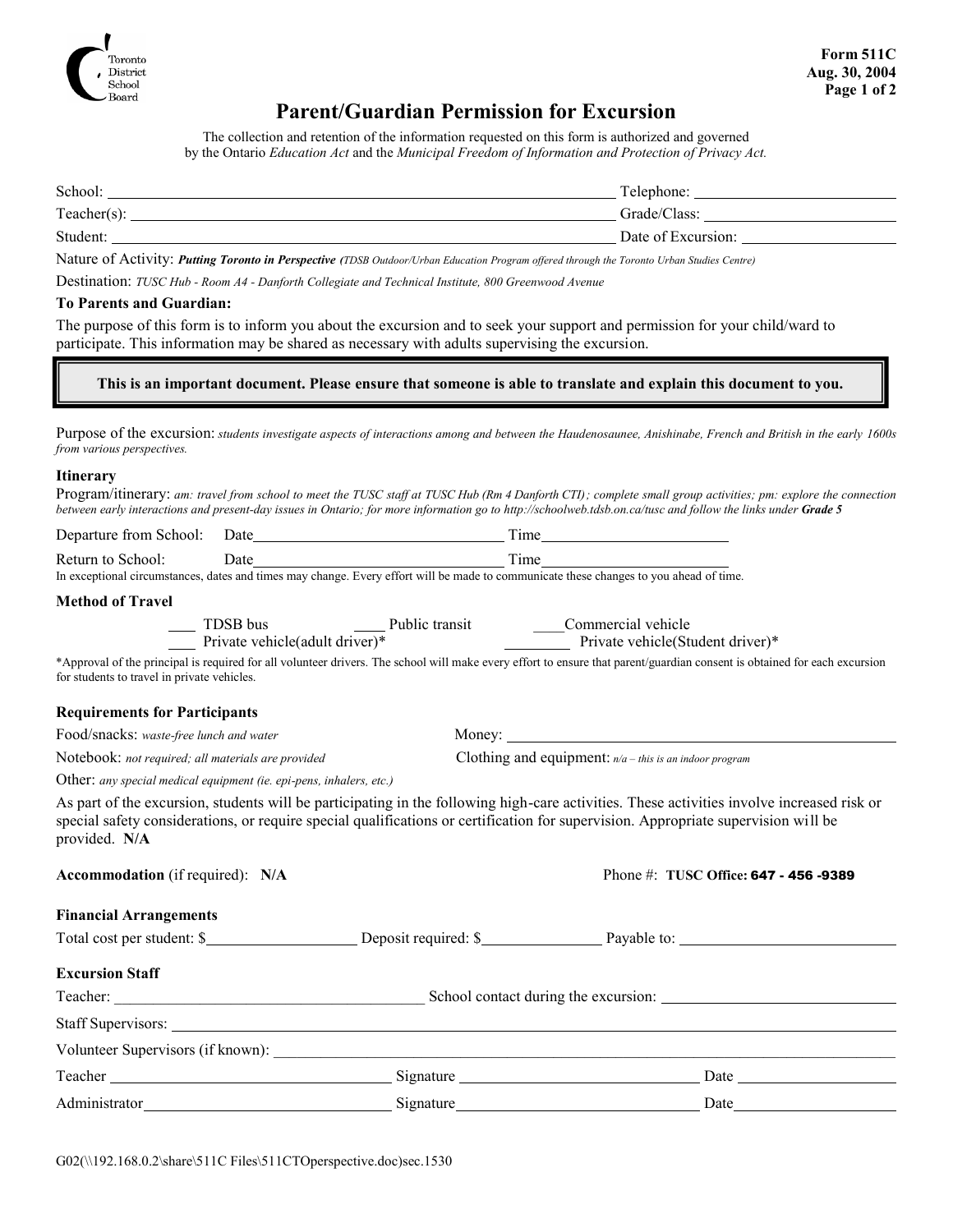Toronto District School Board

**Form 511C**
**Aug. 30, 2004**

# Parent/Guardian Permission for Excursion

The collection and retention of the information requested on this form is authorized and governed by the Ontario *Education Act* and the *Municipal Freedom of Information and Protection of Privacy Act.*

School: ______________________ Telephone: ______________________

Teacher(s): ______________________ Grade/Class: ______________________

Student: ______________________ Date of Excursion: ______________________

Nature of Activity: ***Putting Toronto in Perspective*** *(TDSB Outdoor/Urban Education Program offered through the Toronto Urban Studies Centre)*

Destination: *TUSC Hub - Room A4 - Danforth Collegiate and Technical Institute, 800 Greenwood Avenue*

**To Parents and Guardian:**

The purpose of this form is to inform you about the excursion and to seek your support and permission for your child/ward to participate. This information may be shared as necessary with adults supervising the excursion.

> **This is an important document. Please ensure that someone is able to translate and explain this document to you.**

Purpose of the excursion: *students investigate aspects of interactions among and between the Haudenosaunee, Anishinabe, French and British in the early 1600s from various perspectives.*

**Itinerary**

Program/itinerary: *am: travel from school to meet the TUSC staff at TUSC Hub (Rm 4 Danforth CTI); complete small group activities; pm: explore the connection between early interactions and present-day issues in Ontario; for more information go to http://schoolweb.tdsb.on.ca/tusc and follow the links under* ***Grade 5***

Departure from School: Date______________________ Time______________________

Return to School: Date______________________ Time______________________

In exceptional circumstances, dates and times may change. Every effort will be made to communicate these changes to you ahead of time.

**Method of Travel**

___ TDSB bus ___ Public transit ___ Commercial vehicle

___ Private vehicle(adult driver)* ___ Private vehicle(Student driver)*

*Approval of the principal is required for all volunteer drivers. The school will make every effort to ensure that parent/guardian consent is obtained for each excursion for students to travel in private vehicles.

**Requirements for Participants**

Food/snacks: *waste-free lunch and water*

Money: ______________________

Notebook: *not required; all materials are provided*

Clothing and equipment: *n/a – this is an indoor program*

Other: *any special medical equipment (ie. epi-pens, inhalers, etc.)*

As part of the excursion, students will be participating in the following high-care activities. These activities involve increased risk or special safety considerations, or require special qualifications or certification for supervision. Appropriate supervision will be provided. **N/A**

**Accommodation** (if required): **N/A**

Phone #: **TUSC Office: 647 - 456 -9389**

**Financial Arrangements**

Total cost per student: $__________ Deposit required: $__________ Payable to: ______________________

**Excursion Staff**

Teacher: ______________________ School contact during the excursion: ______________________

Staff Supervisors: ______________________

Volunteer Supervisors (if known): ______________________

Teacher ______________________ Signature ______________________ Date __________

Administrator ______________________ Signature ______________________ Date __________

G02(\\192.168.0.2\share\511C Files\511CTOperspective.doc)sec.1530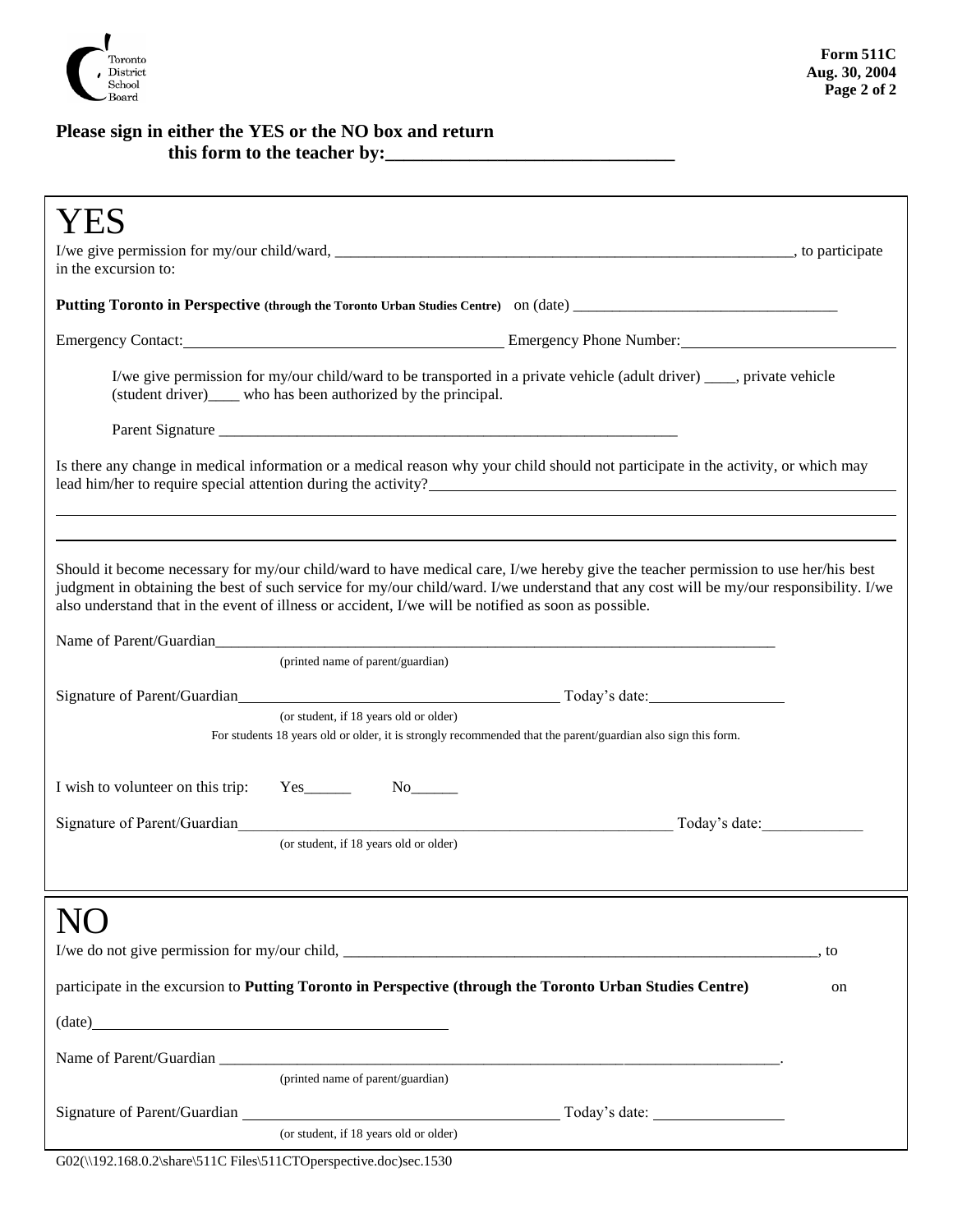**Please sign in either the YES or the NO box and return this form to the teacher by:_______________________________**

# YES

I/we give permission for my/our child/ward, ____________________________________________________________, to participate in the excursion to:

**Putting Toronto in Perspective (through the Toronto Urban Studies Centre)** on (date) __________________________________

Emergency Contact:_________________________________________ Emergency Phone Number:___________________________

I/we give permission for my/our child/ward to be transported in a private vehicle (adult driver) ____, private vehicle (student driver)____ who has been authorized by the principal.

Parent Signature _____________________________________________________________

Is there any change in medical information or a medical reason why your child should not participate in the activity, or which may lead him/her to require special attention during the activity?___________________________________________________________

_____________________________________________________________________________________________________________

_____________________________________________________________________________________________________________

Should it become necessary for my/our child/ward to have medical care, I/we hereby give the teacher permission to use her/his best judgment in obtaining the best of such service for my/our child/ward. I/we understand that any cost will be my/our responsibility. I/we also understand that in the event of illness or accident, I/we will be notified as soon as possible.

Name of Parent/Guardian____________________________________________________________________________
(printed name of parent/guardian)

Signature of Parent/Guardian_______________________________________________ Today's date:_________________
(or student, if 18 years old or older)

For students 18 years old or older, it is strongly recommended that the parent/guardian also sign this form.

I wish to volunteer on this trip: Yes______ No______

Signature of Parent/Guardian____________________________________________________________ Today's date:_____________
(or student, if 18 years old or older)

# NO

I/we do not give permission for my/our child, _______________________________________________________________, to participate in the excursion to **Putting Toronto in Perspective (through the Toronto Urban Studies Centre)** on (date)_____________________________________________

Name of Parent/Guardian ____________________________________________________________________________.
(printed name of parent/guardian)

Signature of Parent/Guardian _________________________________________ Today's date: _________________
(or student, if 18 years old or older)

G02(\\192.168.0.2\share\511C Files\511CTOperspective.doc)sec.1530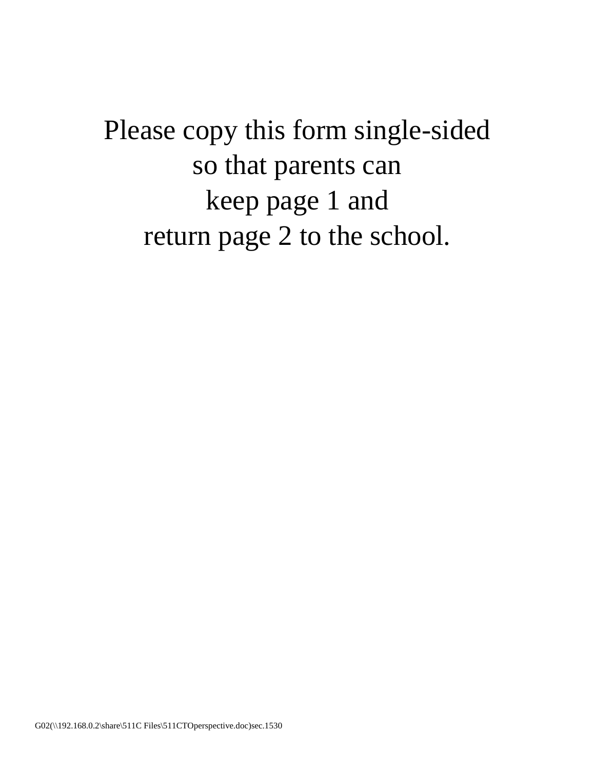Please copy this form single-sided
so that parents can
keep page 1 and
return page 2 to the school.